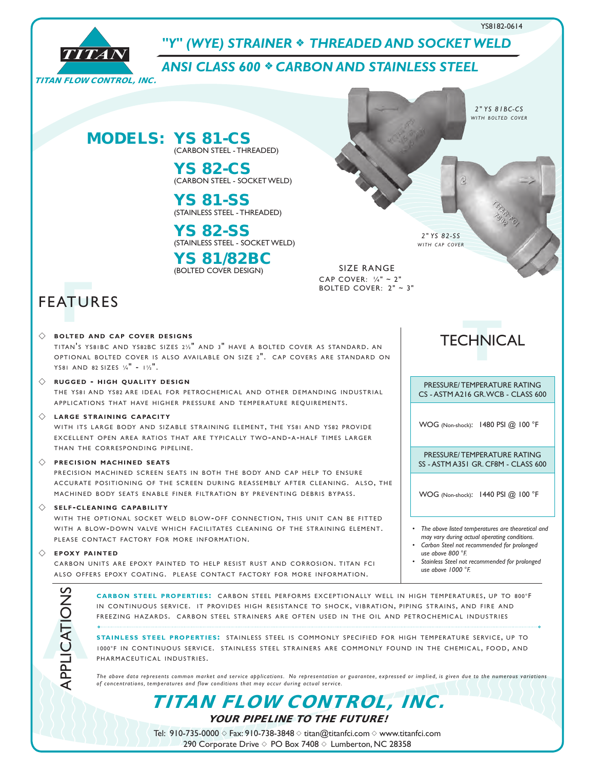YS8182-0614

# "Y" (WYE) STRAINER ❖ THREADED AND SOCKET WELD

## ANSI CLASS 600 ❖ CARBON AND STAINLESS STEEL

**TITAN FLOW CONTROL, INC.**

2" YS 81BC-CS
WITH BOLTED COVER

2" YS 82-SS
WITH CAP COVER

## MODELS:

**YS 81-CS**
(CARBON STEEL - THREADED)

**YS 82-CS**
(CARBON STEEL - SOCKET WELD)

**YS 81-SS**
(STAINLESS STEEL - THREADED)

**YS 82-SS**
(STAINLESS STEEL - SOCKET WELD)

**YS 81/82BC**
(BOLTED COVER DESIGN)

SIZE RANGE
CAP COVER: ¼" ~ 2"
BOLTED COVER: 2" ~ 3"

## FEATURES

◇ **BOLTED AND CAP COVER DESIGNS**
TITAN'S YS81BC AND YS82BC SIZES 2½" AND 3" HAVE A BOLTED COVER AS STANDARD. AN OPTIONAL BOLTED COVER IS ALSO AVAILABLE ON SIZE 2". CAP COVERS ARE STANDARD ON YS81 AND 82 SIZES ¼" - 1½".

◇ **RUGGED - HIGH QUALITY DESIGN**
THE YS81 AND YS82 ARE IDEAL FOR PETROCHEMICAL AND OTHER DEMANDING INDUSTRIAL APPLICATIONS THAT HAVE HIGHER PRESSURE AND TEMPERATURE REQUIREMENTS.

◇ **LARGE STRAINING CAPACITY**
WITH ITS LARGE BODY AND SIZABLE STRAINING ELEMENT, THE YS81 AND YS82 PROVIDE EXCELLENT OPEN AREA RATIOS THAT ARE TYPICALLY TWO-AND-A-HALF TIMES LARGER THAN THE CORRESPONDING PIPELINE.

◇ **PRECISION MACHINED SEATS**
PRECISION MACHINED SCREEN SEATS IN BOTH THE BODY AND CAP HELP TO ENSURE ACCURATE POSITIONING OF THE SCREEN DURING REASSEMBLY AFTER CLEANING. ALSO, THE MACHINED BODY SEATS ENABLE FINER FILTRATION BY PREVENTING DEBRIS BYPASS.

◇ **SELF-CLEANING CAPABILITY**
WITH THE OPTIONAL SOCKET WELD BLOW-OFF CONNECTION, THIS UNIT CAN BE FITTED WITH A BLOW-DOWN VALVE WHICH FACILITATES CLEANING OF THE STRAINING ELEMENT. PLEASE CONTACT FACTORY FOR MORE INFORMATION.

◇ **EPOXY PAINTED**
CARBON UNITS ARE EPOXY PAINTED TO HELP RESIST RUST AND CORROSION. TITAN FCI ALSO OFFERS EPOXY COATING. PLEASE CONTACT FACTORY FOR MORE INFORMATION.

## TECHNICAL

| PRESSURE/ TEMPERATURE RATING CS - ASTM A216 GR. WCB - CLASS 600 |
|---|
| WOG (Non-shock): 1480 PSI @ 100 °F |

| PRESSURE/ TEMPERATURE RATING SS - ASTM A351 GR. CF8M - CLASS 600 |
|---|
| WOG (Non-shock): 1440 PSI @ 100 °F |

- *The above listed temperatures are theoretical and may vary during actual operating conditions.*
- *Carbon Steel not recommended for prolonged use above 800 °F.*
- *Stainless Steel not recommended for prolonged use above 1000 °F.*

## APPLICATIONS

**CARBON STEEL PROPERTIES:** CARBON STEEL PERFORMS EXCEPTIONALLY WELL IN HIGH TEMPERATURES, UP TO 800°F IN CONTINUOUS SERVICE. IT PROVIDES HIGH RESISTANCE TO SHOCK, VIBRATION, PIPING STRAINS, AND FIRE AND FREEZING HAZARDS. CARBON STEEL STRAINERS ARE OFTEN USED IN THE OIL AND PETROCHEMICAL INDUSTRIES

**STAINLESS STEEL PROPERTIES:** STAINLESS STEEL IS COMMONLY SPECIFIED FOR HIGH TEMPERATURE SERVICE, UP TO 1000°F IN CONTINUOUS SERVICE. STAINLESS STEEL STRAINERS ARE COMMONLY FOUND IN THE CHEMICAL, FOOD, AND PHARMACEUTICAL INDUSTRIES.

*The above data represents common market and service applications. No representation or guarantee, expressed or implied, is given due to the numerous variations of concentrations, temperatures and flow conditions that may occur during actual service.*

# TITAN FLOW CONTROL, INC.

***YOUR PIPELINE TO THE FUTURE!***

Tel: 910-735-0000 ◇ Fax: 910-738-3848 ◇ titan@titanfci.com ◇ www.titanfci.com
290 Corporate Drive ◇ PO Box 7408 ◇ Lumberton, NC 28358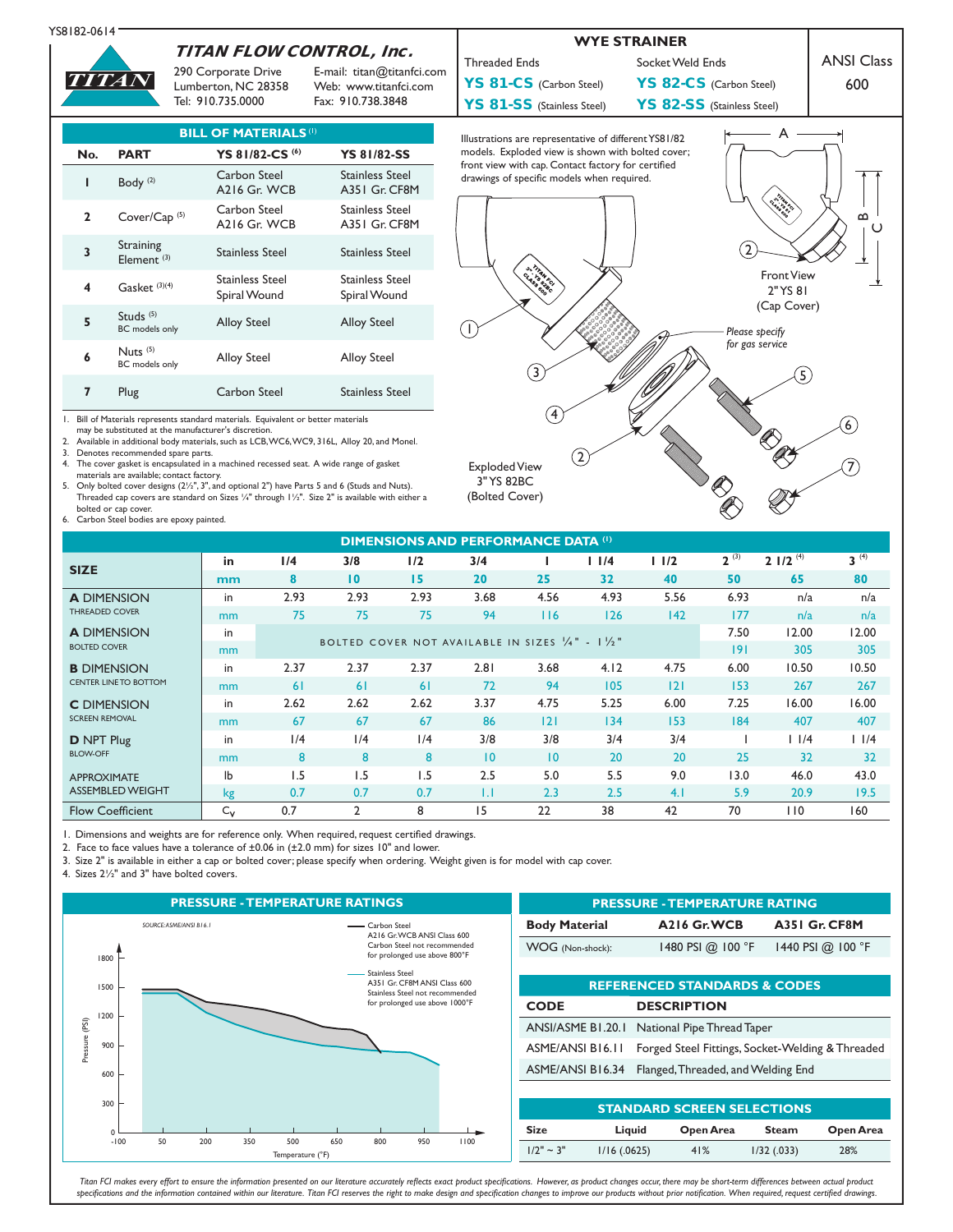YS8182-0614

# TITAN FLOW CONTROL, Inc.

290 Corporate Drive
Lumberton, NC 28358
Tel: 910.735.0000

E-mail: titan@titanfci.com
Web: www.titanfci.com
Fax: 910.738.3848

## WYE STRAINER

Threaded Ends
**YS 81-CS** (Carbon Steel)
**YS 81-SS** (Stainless Steel)

Socket Weld Ends
**YS 82-CS** (Carbon Steel)
**YS 82-SS** (Stainless Steel)

ANSI Class 600

### BILL OF MATERIALS [1]

| No. | PART | YS 81/82-CS [6] | YS 81/82-SS |
|---|---|---|---|
| 1 | Body [2] | Carbon Steel A216 Gr. WCB | Stainless Steel A351 Gr. CF8M |
| 2 | Cover/Cap [5] | Carbon Steel A216 Gr. WCB | Stainless Steel A351 Gr. CF8M |
| 3 | Straining Element [3] | Stainless Steel | Stainless Steel |
| 4 | Gasket [(3)(4)] | Stainless Steel Spiral Wound | Stainless Steel Spiral Wound |
| 5 | Studs [5] BC models only | Alloy Steel | Alloy Steel |
| 6 | Nuts [5] BC models only | Alloy Steel | Alloy Steel |
| 7 | Plug | Carbon Steel | Stainless Steel |

1. Bill of Materials represents standard materials. Equivalent or better materials may be substituted at the manufacturer's discretion.
2. Available in additional body materials, such as LCB, WC6, WC9, 316L, Alloy 20, and Monel.
3. Denotes recommended spare parts.
4. The cover gasket is encapsulated in a machined recessed seat. A wide range of gasket materials are available; contact factory.
5. Only bolted cover designs (2½", 3", and optional 2") have Parts 5 and 6 (Studs and Nuts). Threaded cap covers are standard on Sizes ¼" through 1½". Size 2" is available with either a bolted or cap cover.
6. Carbon Steel bodies are epoxy painted.

Illustrations are representative of different YS81/82 models. Exploded view is shown with bolted cover; front view with cap. Contact factory for certified drawings of specific models when required.

Front View
2" YS 81
(Cap Cover)

Please specify for gas service

Exploded View
3" YS 82BC
(Bolted Cover)

### DIMENSIONS AND PERFORMANCE DATA [1]

| SIZE | in | 1/4 | 3/8 | 1/2 | 3/4 | 1 | 1 1/4 | 1 1/2 | 2 [3] | 2 1/2 [4] | 3 [4] |
|---|---|---|---|---|---|---|---|---|---|---|---|
| | mm | 8 | 10 | 15 | 20 | 25 | 32 | 40 | 50 | 65 | 80 |
| **A** DIMENSION THREADED COVER | in | 2.93 | 2.93 | 2.93 | 3.68 | 4.56 | 4.93 | 5.56 | 6.93 | n/a | n/a |
| | mm | 75 | 75 | 75 | 94 | 116 | 126 | 142 | 177 | n/a | n/a |
| **A** DIMENSION BOLTED COVER | in | BOLTED COVER NOT AVAILABLE IN SIZES ¼" - 1½" | | | | | | | 7.50 | 12.00 | 12.00 |
| | mm | | | | | | | | 191 | 305 | 305 |
| **B** DIMENSION CENTER LINE TO BOTTOM | in | 2.37 | 2.37 | 2.37 | 2.81 | 3.68 | 4.12 | 4.75 | 6.00 | 10.50 | 10.50 |
| | mm | 61 | 61 | 61 | 72 | 94 | 105 | 121 | 153 | 267 | 267 |
| **C** DIMENSION SCREEN REMOVAL | in | 2.62 | 2.62 | 2.62 | 3.37 | 4.75 | 5.25 | 6.00 | 7.25 | 16.00 | 16.00 |
| | mm | 67 | 67 | 67 | 86 | 121 | 134 | 153 | 184 | 407 | 407 |
| **D** NPT Plug BLOW-OFF | in | 1/4 | 1/4 | 1/4 | 3/8 | 3/8 | 3/4 | 3/4 | 1 | 1 1/4 | 1 1/4 |
| | mm | 8 | 8 | 8 | 10 | 10 | 20 | 20 | 25 | 32 | 32 |
| APPROXIMATE ASSEMBLED WEIGHT | lb | 1.5 | 1.5 | 1.5 | 2.5 | 5.0 | 5.5 | 9.0 | 13.0 | 46.0 | 43.0 |
| | kg | 0.7 | 0.7 | 0.7 | 1.1 | 2.3 | 2.5 | 4.1 | 5.9 | 20.9 | 19.5 |
| Flow Coefficient | $C_V$ | 0.7 | 2 | 8 | 15 | 22 | 38 | 42 | 70 | 110 | 160 |

1. Dimensions and weights are for reference only. When required, request certified drawings.
2. Face to face values have a tolerance of ±0.06 in (±2.0 mm) for sizes 10" and lower.
3. Size 2" is available in either a cap or bolted cover; please specify when ordering. Weight given is for model with cap cover.
4. Sizes 2½" and 3" have bolted covers.

### PRESSURE - TEMPERATURE RATINGS

SOURCE: ASME/ANSI B16.1

Carbon Steel
A216 Gr. WCB ANSI Class 600
Carbon Steel not recommended for prolonged use above 800°F

Stainless Steel
A351 Gr. CF8M ANSI Class 600
Stainless Steel not recommended for prolonged use above 1000°F

Pressure (PSI): 0, 300, 600, 900, 1200, 1500, 1800

Temperature (°F): -100, 50, 200, 350, 500, 650, 800, 950, 1100

### PRESSURE - TEMPERATURE RATING

| Body Material | A216 Gr. WCB | A351 Gr. CF8M |
|---|---|---|
| WOG (Non-shock): | 1480 PSI @ 100 °F | 1440 PSI @ 100 °F |

### REFERENCED STANDARDS & CODES

| CODE | DESCRIPTION |
|---|---|
| ANSI/ASME B1.20.1 | National Pipe Thread Taper |
| ASME/ANSI B16.11 | Forged Steel Fittings, Socket-Welding & Threaded |
| ASME/ANSI B16.34 | Flanged, Threaded, and Welding End |

### STANDARD SCREEN SELECTIONS

| Size | Liquid | Open Area | Steam | Open Area |
|---|---|---|---|---|
| 1/2" ~ 3" | 1/16 (.0625) | 41% | 1/32 (.033) | 28% |

*Titan FCI makes every effort to ensure the information presented on our literature accurately reflects exact product specifications. However, as product changes occur, there may be short-term differences between actual product specifications and the information contained within our literature. Titan FCI reserves the right to make design and specification changes to improve our products without prior notification. When required, request certified drawings.*